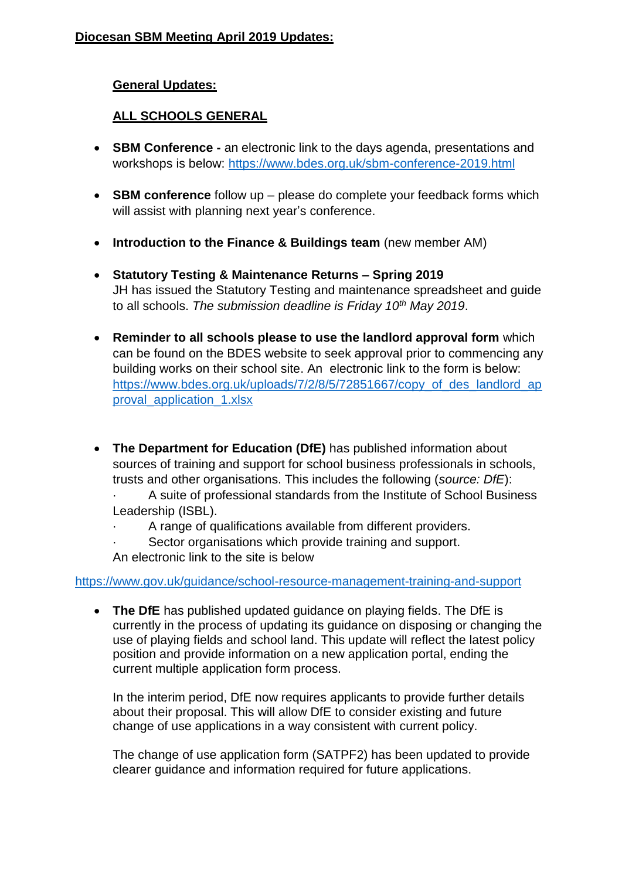**Diocesan SBM Meeting April 2019 Updates:**

**General Updates:**

**ALL SCHOOLS GENERAL**

- **SBM Conference -** an electronic link to the days agenda, presentations and workshops is below: https://www.bdes.org.uk/sbm-conference-2019.html

- **SBM conference** follow up – please do complete your feedback forms which will assist with planning next year's conference.

- **Introduction to the Finance & Buildings team** (new member AM)

- **Statutory Testing & Maintenance Returns – Spring 2019**
  JH has issued the Statutory Testing and maintenance spreadsheet and guide to all schools. *The submission deadline is Friday 10th May 2019*.

- **Reminder to all schools please to use the landlord approval form** which can be found on the BDES website to seek approval prior to commencing any building works on their school site. An electronic link to the form is below: https://www.bdes.org.uk/uploads/7/2/8/5/72851667/copy_of_des_landlord_approval_application_1.xlsx

- **The Department for Education (DfE)** has published information about sources of training and support for school business professionals in schools, trusts and other organisations. This includes the following (*source: DfE*):
  · A suite of professional standards from the Institute of School Business Leadership (ISBL).
  · A range of qualifications available from different providers.
  · Sector organisations which provide training and support.
  
  An electronic link to the site is below

https://www.gov.uk/guidance/school-resource-management-training-and-support

- **The DfE** has published updated guidance on playing fields. The DfE is currently in the process of updating its guidance on disposing or changing the use of playing fields and school land. This update will reflect the latest policy position and provide information on a new application portal, ending the current multiple application form process.

  In the interim period, DfE now requires applicants to provide further details about their proposal. This will allow DfE to consider existing and future change of use applications in a way consistent with current policy.

  The change of use application form (SATPF2) has been updated to provide clearer guidance and information required for future applications.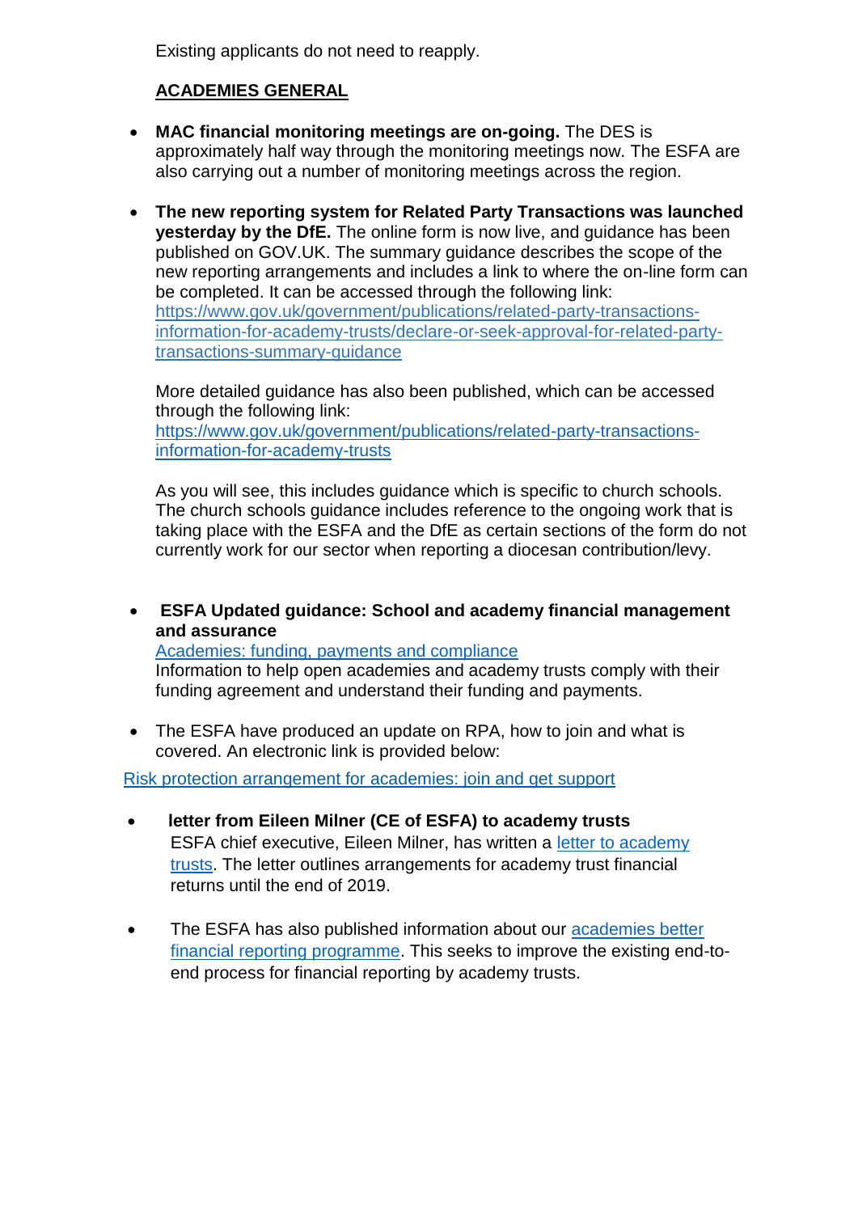Existing applicants do not need to reapply.

**ACADEMIES GENERAL**

- **MAC financial monitoring meetings are on-going.** The DES is approximately half way through the monitoring meetings now. The ESFA are also carrying out a number of monitoring meetings across the region.

- **The new reporting system for Related Party Transactions was launched yesterday by the DfE.** The online form is now live, and guidance has been published on GOV.UK. The summary guidance describes the scope of the new reporting arrangements and includes a link to where the on-line form can be completed. It can be accessed through the following link: https://www.gov.uk/government/publications/related-party-transactions-information-for-academy-trusts/declare-or-seek-approval-for-related-party-transactions-summary-guidance

  More detailed guidance has also been published, which can be accessed through the following link: https://www.gov.uk/government/publications/related-party-transactions-information-for-academy-trusts

  As you will see, this includes guidance which is specific to church schools. The church schools guidance includes reference to the ongoing work that is taking place with the ESFA and the DfE as certain sections of the form do not currently work for our sector when reporting a diocesan contribution/levy.

- **ESFA Updated guidance: School and academy financial management and assurance**
  Academies: funding, payments and compliance
  Information to help open academies and academy trusts comply with their funding agreement and understand their funding and payments.

- The ESFA have produced an update on RPA, how to join and what is covered. An electronic link is provided below:

Risk protection arrangement for academies: join and get support

- **letter from Eileen Milner (CE of ESFA) to academy trusts**
  ESFA chief executive, Eileen Milner, has written a letter to academy trusts. The letter outlines arrangements for academy trust financial returns until the end of 2019.

- The ESFA has also published information about our academies better financial reporting programme. This seeks to improve the existing end-to-end process for financial reporting by academy trusts.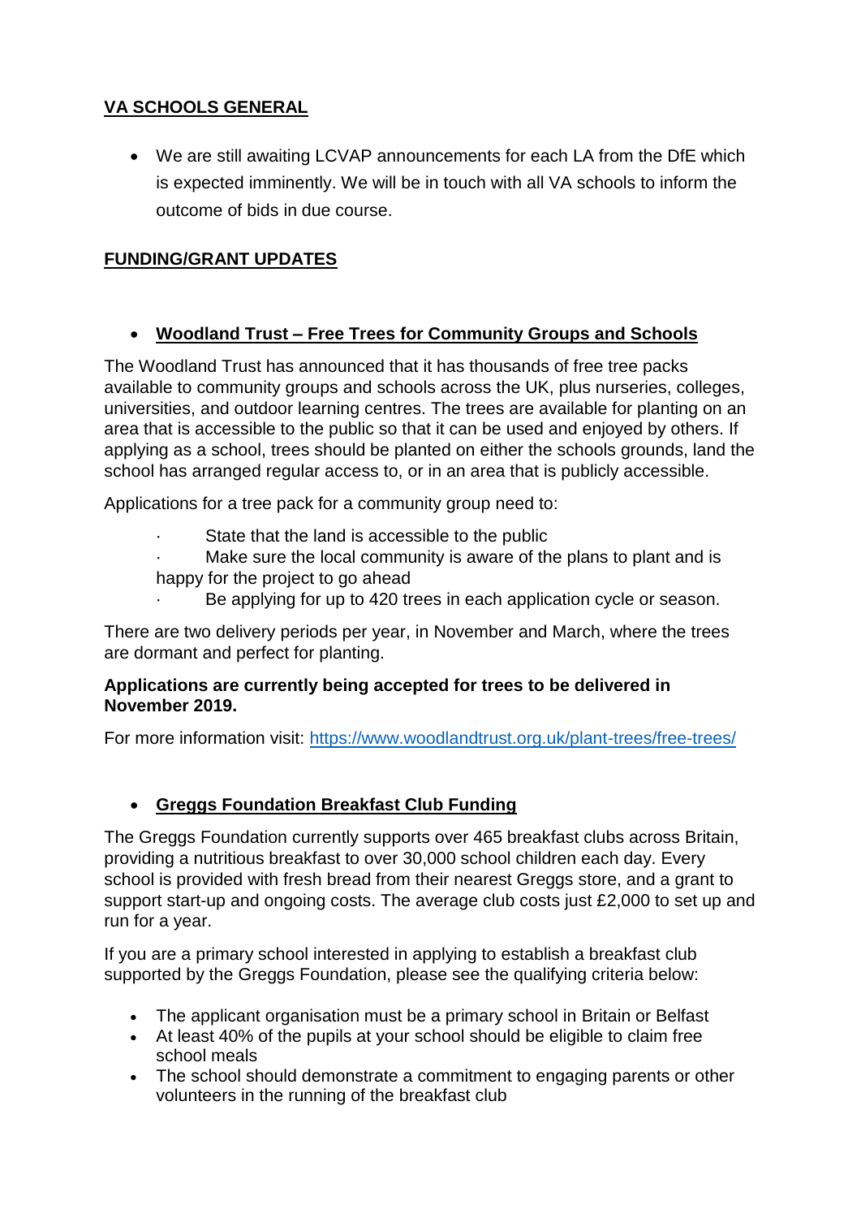## VA SCHOOLS GENERAL

- We are still awaiting LCVAP announcements for each LA from the DfE which is expected imminently. We will be in touch with all VA schools to inform the outcome of bids in due course.

## FUNDING/GRANT UPDATES

- **Woodland Trust – Free Trees for Community Groups and Schools**

The Woodland Trust has announced that it has thousands of free tree packs available to community groups and schools across the UK, plus nurseries, colleges, universities, and outdoor learning centres. The trees are available for planting on an area that is accessible to the public so that it can be used and enjoyed by others. If applying as a school, trees should be planted on either the schools grounds, land the school has arranged regular access to, or in an area that is publicly accessible.

Applications for a tree pack for a community group need to:

- State that the land is accessible to the public
- Make sure the local community is aware of the plans to plant and is happy for the project to go ahead
- Be applying for up to 420 trees in each application cycle or season.

There are two delivery periods per year, in November and March, where the trees are dormant and perfect for planting.

**Applications are currently being accepted for trees to be delivered in November 2019.**

For more information visit: [https://www.woodlandtrust.org.uk/plant-trees/free-trees/](https://www.woodlandtrust.org.uk/plant-trees/free-trees/)

- **Greggs Foundation Breakfast Club Funding**

The Greggs Foundation currently supports over 465 breakfast clubs across Britain, providing a nutritious breakfast to over 30,000 school children each day. Every school is provided with fresh bread from their nearest Greggs store, and a grant to support start-up and ongoing costs. The average club costs just £2,000 to set up and run for a year.

If you are a primary school interested in applying to establish a breakfast club supported by the Greggs Foundation, please see the qualifying criteria below:

- The applicant organisation must be a primary school in Britain or Belfast
- At least 40% of the pupils at your school should be eligible to claim free school meals
- The school should demonstrate a commitment to engaging parents or other volunteers in the running of the breakfast club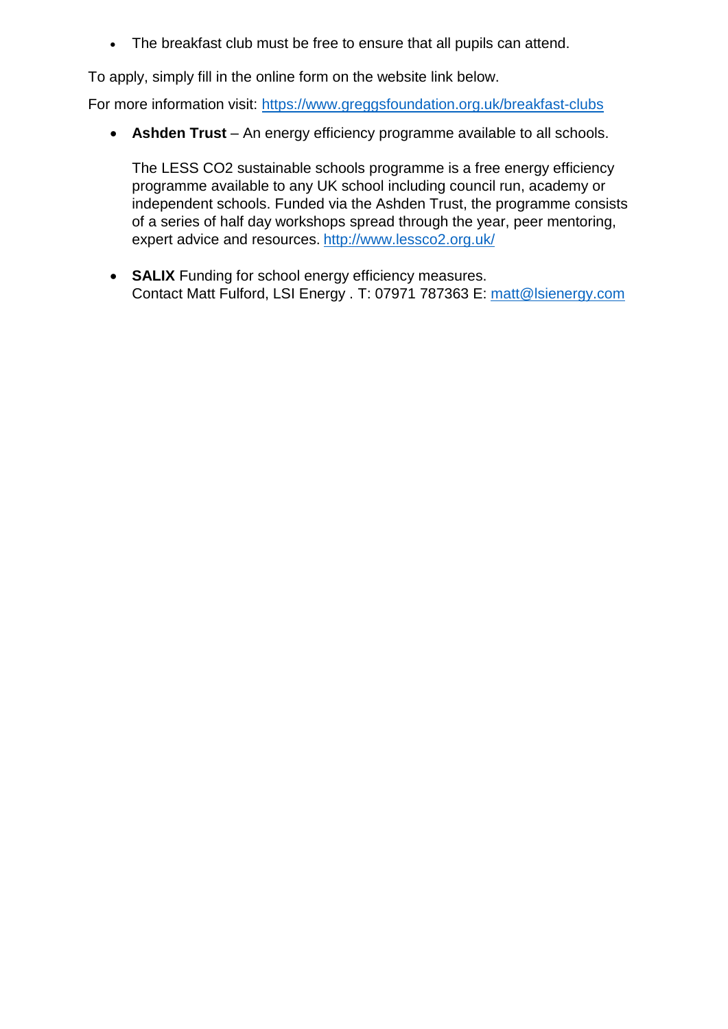- The breakfast club must be free to ensure that all pupils can attend.

To apply, simply fill in the online form on the website link below.

For more information visit: https://www.greggsfoundation.org.uk/breakfast-clubs

- **Ashden Trust** – An energy efficiency programme available to all schools.

  The LESS CO2 sustainable schools programme is a free energy efficiency programme available to any UK school including council run, academy or independent schools. Funded via the Ashden Trust, the programme consists of a series of half day workshops spread through the year, peer mentoring, expert advice and resources. http://www.lessco2.org.uk/

- **SALIX** Funding for school energy efficiency measures.
  Contact Matt Fulford, LSI Energy . T: 07971 787363 E: matt@lsienergy.com